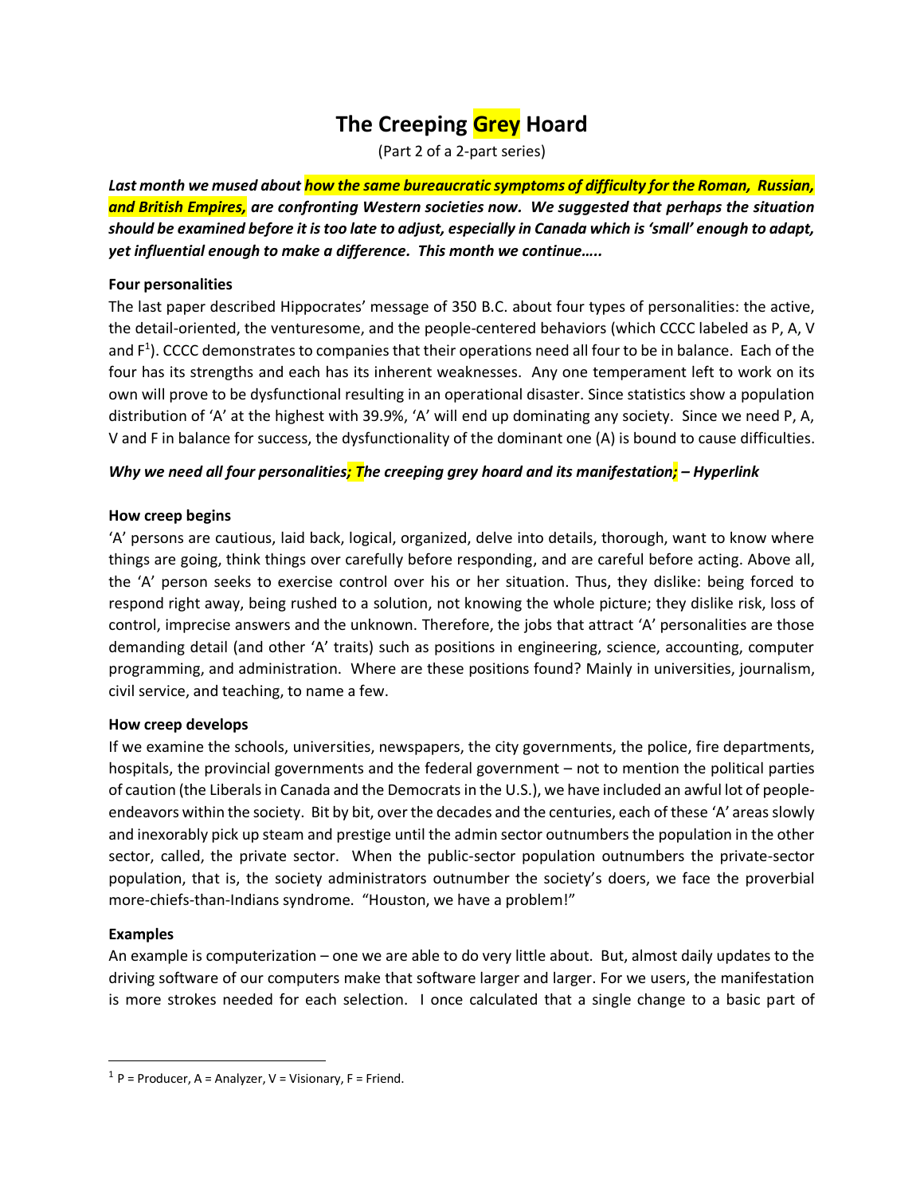# The Creeping Grey Hoard

(Part 2 of a 2-part series)

***Last month we mused about how the same bureaucratic symptoms of difficulty for the Roman, Russian, and British Empires, are confronting Western societies now. We suggested that perhaps the situation should be examined before it is too late to adjust, especially in Canada which is 'small' enough to adapt, yet influential enough to make a difference. This month we continue…..***

**Four personalities**

The last paper described Hippocrates' message of 350 B.C. about four types of personalities: the active, the detail-oriented, the venturesome, and the people-centered behaviors (which CCCC labeled as P, A, V and F[1]). CCCC demonstrates to companies that their operations need all four to be in balance. Each of the four has its strengths and each has its inherent weaknesses. Any one temperament left to work on its own will prove to be dysfunctional resulting in an operational disaster. Since statistics show a population distribution of 'A' at the highest with 39.9%, 'A' will end up dominating any society. Since we need P, A, V and F in balance for success, the dysfunctionality of the dominant one (A) is bound to cause difficulties.

***Why we need all four personalities; The creeping grey hoard and its manifestation; – Hyperlink***

**How creep begins**

'A' persons are cautious, laid back, logical, organized, delve into details, thorough, want to know where things are going, think things over carefully before responding, and are careful before acting. Above all, the 'A' person seeks to exercise control over his or her situation. Thus, they dislike: being forced to respond right away, being rushed to a solution, not knowing the whole picture; they dislike risk, loss of control, imprecise answers and the unknown. Therefore, the jobs that attract 'A' personalities are those demanding detail (and other 'A' traits) such as positions in engineering, science, accounting, computer programming, and administration. Where are these positions found? Mainly in universities, journalism, civil service, and teaching, to name a few.

**How creep develops**

If we examine the schools, universities, newspapers, the city governments, the police, fire departments, hospitals, the provincial governments and the federal government – not to mention the political parties of caution (the Liberals in Canada and the Democrats in the U.S.), we have included an awful lot of people-endeavors within the society. Bit by bit, over the decades and the centuries, each of these 'A' areas slowly and inexorably pick up steam and prestige until the admin sector outnumbers the population in the other sector, called, the private sector. When the public-sector population outnumbers the private-sector population, that is, the society administrators outnumber the society's doers, we face the proverbial more-chiefs-than-Indians syndrome. "Houston, we have a problem!"

**Examples**

An example is computerization – one we are able to do very little about. But, almost daily updates to the driving software of our computers make that software larger and larger. For we users, the manifestation is more strokes needed for each selection. I once calculated that a single change to a basic part of

---

[1] P = Producer, A = Analyzer, V = Visionary, F = Friend.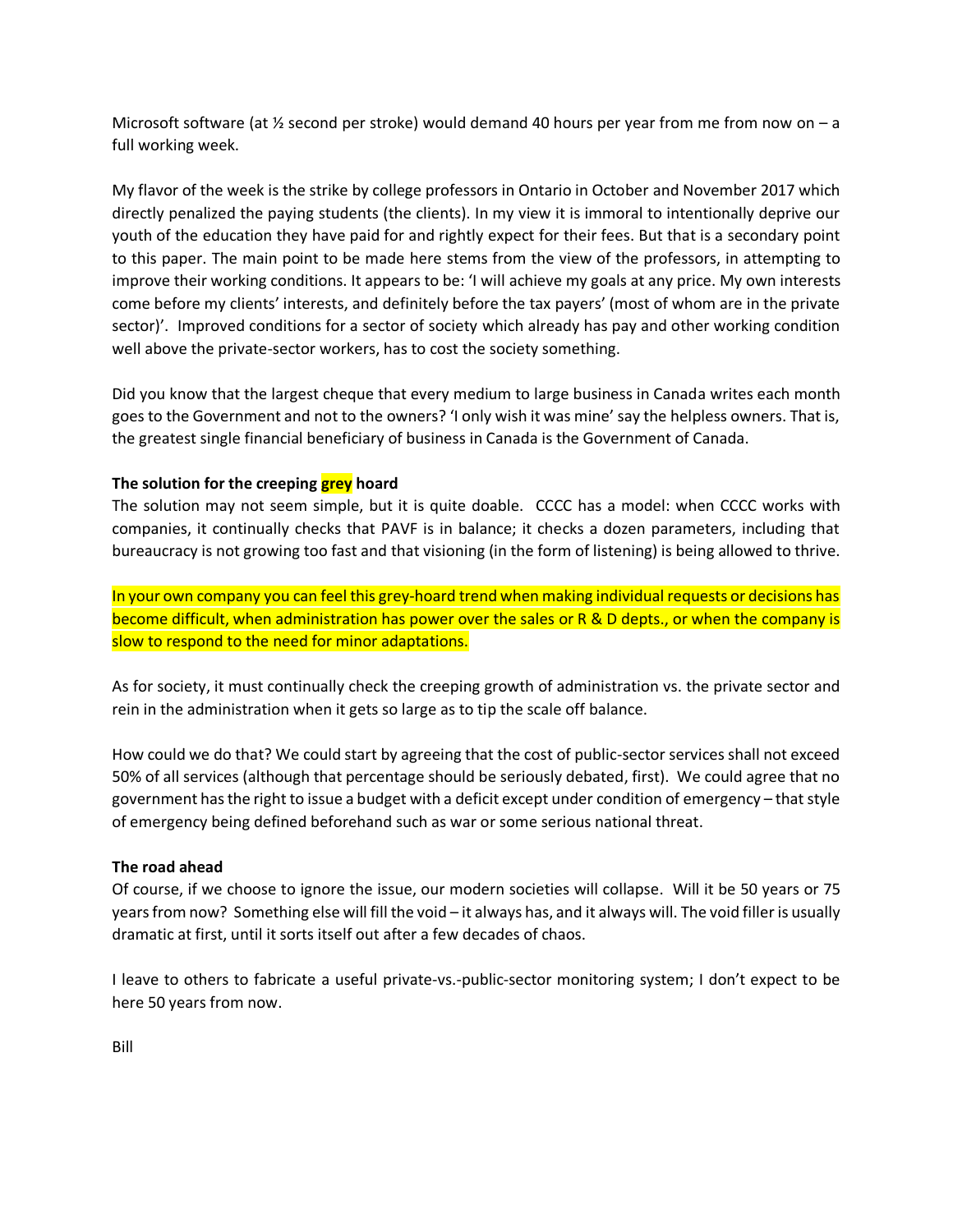Microsoft software (at ½ second per stroke) would demand 40 hours per year from me from now on – a full working week.

My flavor of the week is the strike by college professors in Ontario in October and November 2017 which directly penalized the paying students (the clients). In my view it is immoral to intentionally deprive our youth of the education they have paid for and rightly expect for their fees. But that is a secondary point to this paper. The main point to be made here stems from the view of the professors, in attempting to improve their working conditions. It appears to be: 'I will achieve my goals at any price. My own interests come before my clients' interests, and definitely before the tax payers' (most of whom are in the private sector)'. Improved conditions for a sector of society which already has pay and other working condition well above the private-sector workers, has to cost the society something.

Did you know that the largest cheque that every medium to large business in Canada writes each month goes to the Government and not to the owners? 'I only wish it was mine' say the helpless owners. That is, the greatest single financial beneficiary of business in Canada is the Government of Canada.

**The solution for the creeping grey hoard**

The solution may not seem simple, but it is quite doable. CCCC has a model: when CCCC works with companies, it continually checks that PAVF is in balance; it checks a dozen parameters, including that bureaucracy is not growing too fast and that visioning (in the form of listening) is being allowed to thrive.

In your own company you can feel this grey-hoard trend when making individual requests or decisions has become difficult, when administration has power over the sales or R & D depts., or when the company is slow to respond to the need for minor adaptations.

As for society, it must continually check the creeping growth of administration vs. the private sector and rein in the administration when it gets so large as to tip the scale off balance.

How could we do that? We could start by agreeing that the cost of public-sector services shall not exceed 50% of all services (although that percentage should be seriously debated, first). We could agree that no government has the right to issue a budget with a deficit except under condition of emergency – that style of emergency being defined beforehand such as war or some serious national threat.

**The road ahead**

Of course, if we choose to ignore the issue, our modern societies will collapse. Will it be 50 years or 75 years from now? Something else will fill the void – it always has, and it always will. The void filler is usually dramatic at first, until it sorts itself out after a few decades of chaos.

I leave to others to fabricate a useful private-vs.-public-sector monitoring system; I don't expect to be here 50 years from now.

Bill